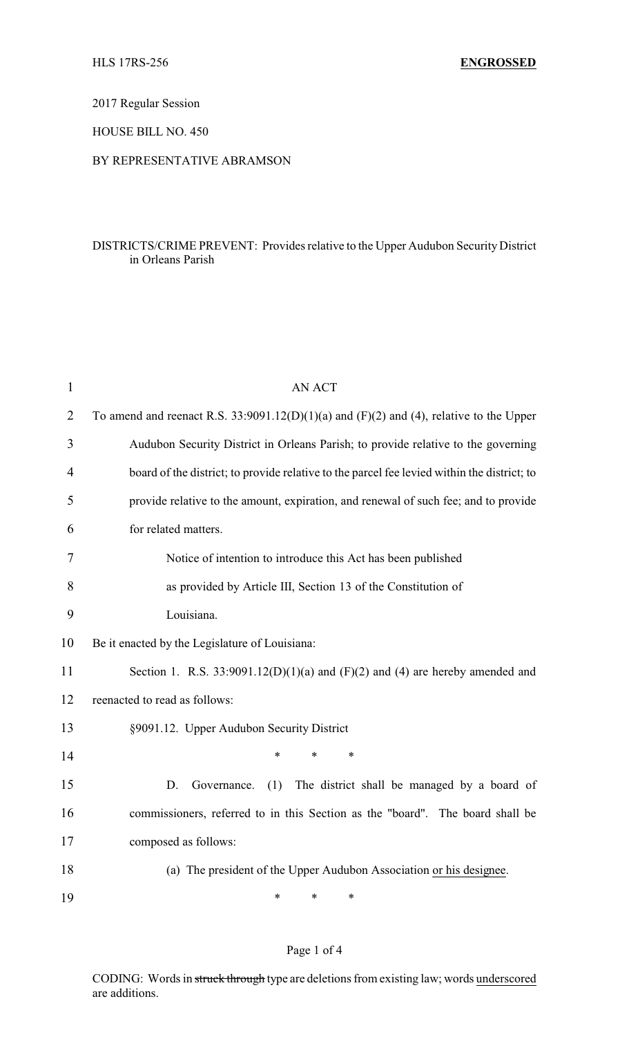HLS 17RS-256 **ENGROSSED**

2017 Regular Session

HOUSE BILL NO. 450

BY REPRESENTATIVE ABRAMSON

DISTRICTS/CRIME PREVENT: Provides relative to the Upper Audubon Security District in Orleans Parish

AN ACT

To amend and reenact R.S. 33:9091.12(D)(1)(a) and (F)(2) and (4), relative to the Upper Audubon Security District in Orleans Parish; to provide relative to the governing board of the district; to provide relative to the parcel fee levied within the district; to provide relative to the amount, expiration, and renewal of such fee; and to provide for related matters.

Notice of intention to introduce this Act has been published as provided by Article III, Section 13 of the Constitution of Louisiana.

Be it enacted by the Legislature of Louisiana:

Section 1. R.S. 33:9091.12(D)(1)(a) and (F)(2) and (4) are hereby amended and reenacted to read as follows:

§9091.12. Upper Audubon Security District

\* \* \*

D. Governance. (1) The district shall be managed by a board of commissioners, referred to in this Section as the "board". The board shall be composed as follows:

(a) The president of the Upper Audubon Association <u>or his designee</u>.

\* \* \*

CODING: Words in ~~struck through~~ type are deletions from existing law; words <u>underscored</u> are additions.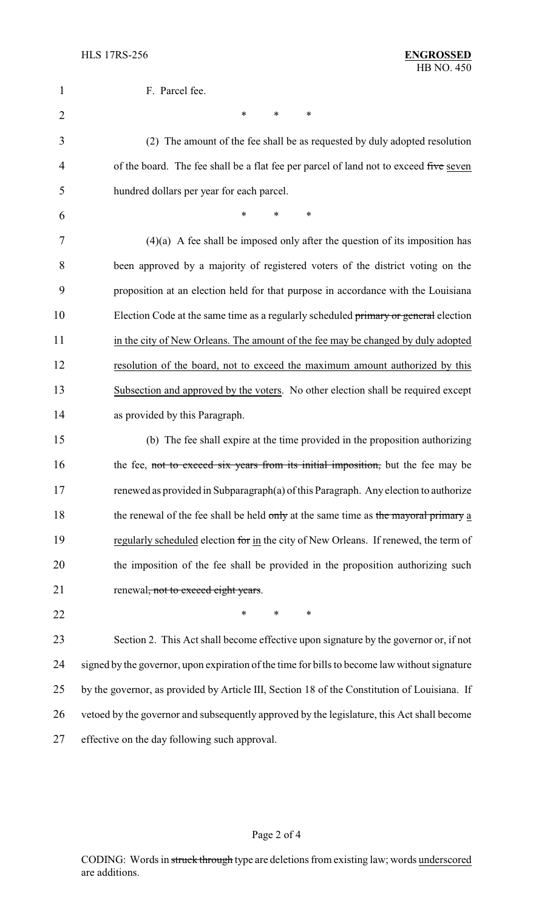F. Parcel fee.

\* \* \*

(2) The amount of the fee shall be as requested by duly adopted resolution of the board. The fee shall be a flat fee per parcel of land not to exceed ~~five~~ seven hundred dollars per year for each parcel.

\* \* \*

(4)(a) A fee shall be imposed only after the question of its imposition has been approved by a majority of registered voters of the district voting on the proposition at an election held for that purpose in accordance with the Louisiana Election Code at the same time as a regularly scheduled ~~primary or general~~ election in the city of New Orleans. The amount of the fee may be changed by duly adopted resolution of the board, not to exceed the maximum amount authorized by this Subsection and approved by the voters. No other election shall be required except as provided by this Paragraph.

(b) The fee shall expire at the time provided in the proposition authorizing the fee, ~~not to exceed six years from its initial imposition,~~ but the fee may be renewed as provided in Subparagraph(a) of this Paragraph. Any election to authorize the renewal of the fee shall be held ~~only~~ at the same time as ~~the mayoral primary~~ a regularly scheduled election ~~for~~ in the city of New Orleans. If renewed, the term of the imposition of the fee shall be provided in the proposition authorizing such renewal~~, not to exceed eight years~~.

\* \* \*

Section 2. This Act shall become effective upon signature by the governor or, if not signed by the governor, upon expiration of the time for bills to become law without signature by the governor, as provided by Article III, Section 18 of the Constitution of Louisiana. If vetoed by the governor and subsequently approved by the legislature, this Act shall become effective on the day following such approval.

CODING: Words in ~~struck through~~ type are deletions from existing law; words underscored are additions.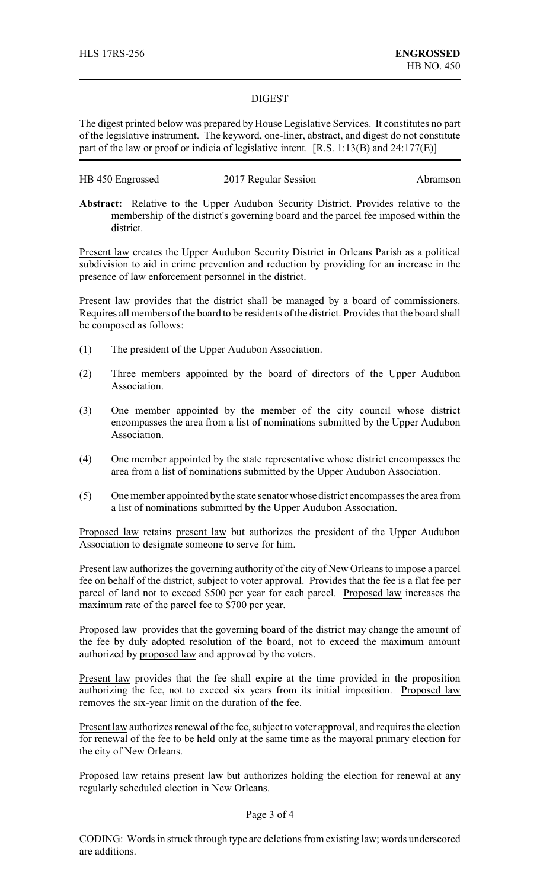HLS 17RS-256 **ENGROSSED**
HB NO. 450

## DIGEST

The digest printed below was prepared by House Legislative Services. It constitutes no part of the legislative instrument. The keyword, one-liner, abstract, and digest do not constitute part of the law or proof or indicia of legislative intent. [R.S. 1:13(B) and 24:177(E)]

HB 450 Engrossed — 2017 Regular Session — Abramson

**Abstract:** Relative to the Upper Audubon Security District. Provides relative to the membership of the district's governing board and the parcel fee imposed within the district.

Present law creates the Upper Audubon Security District in Orleans Parish as a political subdivision to aid in crime prevention and reduction by providing for an increase in the presence of law enforcement personnel in the district.

Present law provides that the district shall be managed by a board of commissioners. Requires all members of the board to be residents of the district. Provides that the board shall be composed as follows:

(1) The president of the Upper Audubon Association.

(2) Three members appointed by the board of directors of the Upper Audubon Association.

(3) One member appointed by the member of the city council whose district encompasses the area from a list of nominations submitted by the Upper Audubon Association.

(4) One member appointed by the state representative whose district encompasses the area from a list of nominations submitted by the Upper Audubon Association.

(5) One member appointed by the state senator whose district encompasses the area from a list of nominations submitted by the Upper Audubon Association.

Proposed law retains present law but authorizes the president of the Upper Audubon Association to designate someone to serve for him.

Present law authorizes the governing authority of the city of New Orleans to impose a parcel fee on behalf of the district, subject to voter approval. Provides that the fee is a flat fee per parcel of land not to exceed $500 per year for each parcel. Proposed law increases the maximum rate of the parcel fee to $700 per year.

Proposed law provides that the governing board of the district may change the amount of the fee by duly adopted resolution of the board, not to exceed the maximum amount authorized by proposed law and approved by the voters.

Present law provides that the fee shall expire at the time provided in the proposition authorizing the fee, not to exceed six years from its initial imposition. Proposed law removes the six-year limit on the duration of the fee.

Present law authorizes renewal of the fee, subject to voter approval, and requires the election for renewal of the fee to be held only at the same time as the mayoral primary election for the city of New Orleans.

Proposed law retains present law but authorizes holding the election for renewal at any regularly scheduled election in New Orleans.

CODING: Words in ~~struck through~~ type are deletions from existing law; words underscored are additions.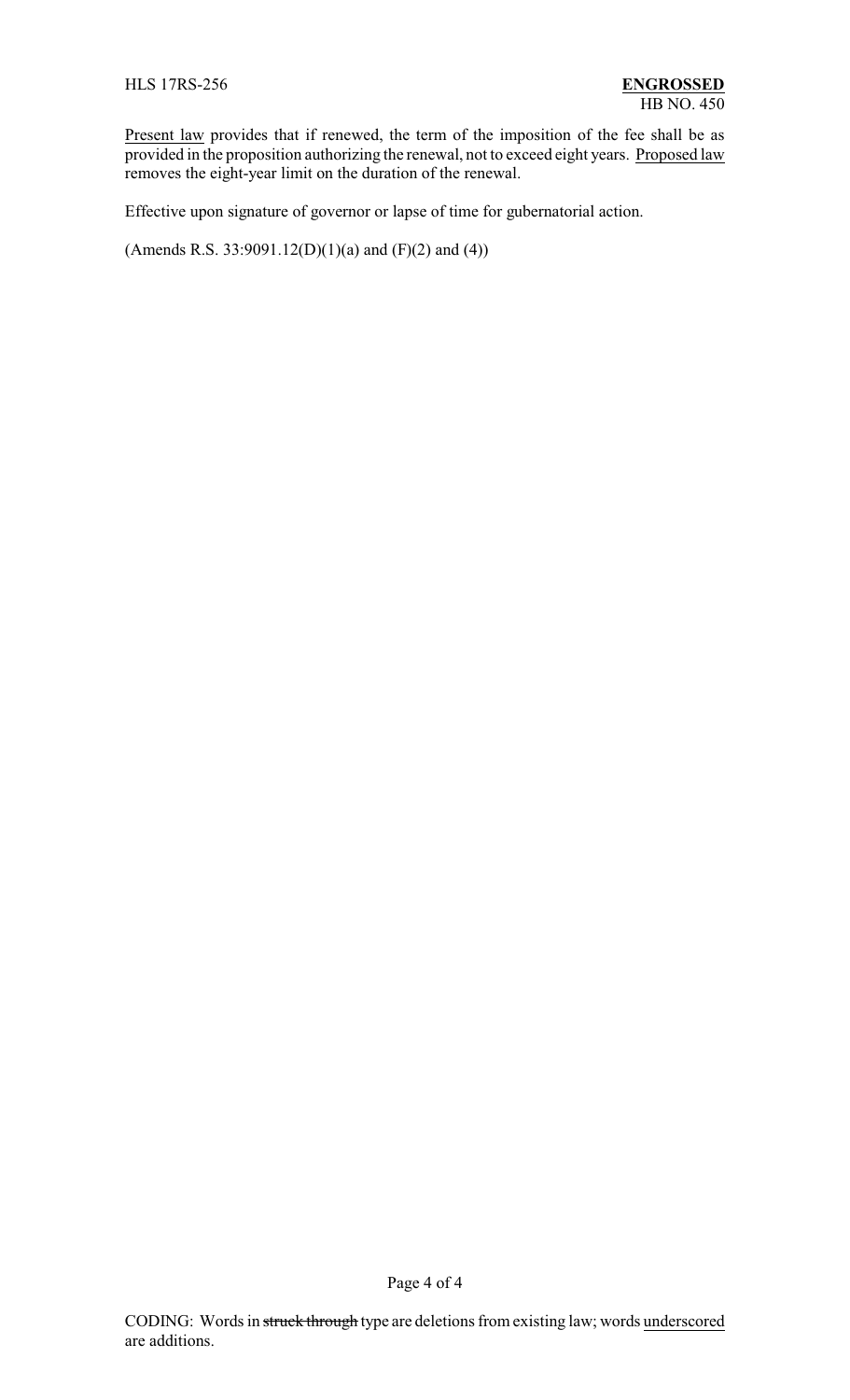<u>Present law</u> provides that if renewed, the term of the imposition of the fee shall be as provided in the proposition authorizing the renewal, not to exceed eight years. <u>Proposed law</u> removes the eight-year limit on the duration of the renewal.

Effective upon signature of governor or lapse of time for gubernatorial action.

(Amends R.S. 33:9091.12(D)(1)(a) and (F)(2) and (4))

CODING: Words in ~~struck through~~ type are deletions from existing law; words <u>underscored</u> are additions.